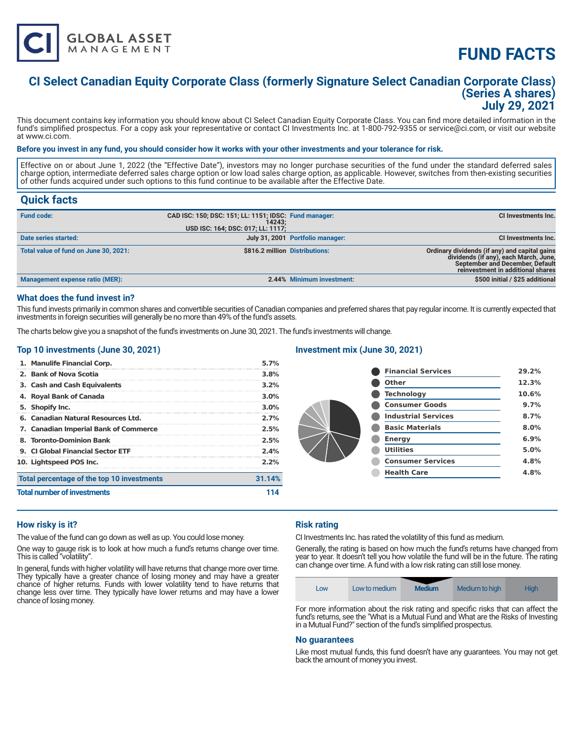CI GLOBAL ASSET MANAGEMENT

# FUND FACTS

## CI Select Canadian Equity Corporate Class (formerly Signature Select Canadian Corporate Class) (Series A shares)
## July 29, 2021

This document contains key information you should know about CI Select Canadian Equity Corporate Class. You can find more detailed information in the fund's simplified prospectus. For a copy ask your representative or contact CI Investments Inc. at 1-800-792-9355 or service@ci.com, or visit our website at www.ci.com.

**Before you invest in any fund, you should consider how it works with your other investments and your tolerance for risk.**

Effective on or about June 1, 2022 (the "Effective Date"), investors may no longer purchase securities of the fund under the standard deferred sales charge option, intermediate deferred sales charge option or low load sales charge option, as applicable. However, switches from then-existing securities of other funds acquired under such options to this fund continue to be available after the Effective Date.

## Quick facts

| | | | |
|---|---|---|---|
| **Fund code:** | CAD ISC: 150; DSC: 151; LL: 1151; IDSC: 14243; USD ISC: 164; DSC: 017; LL: 1117; | **Fund manager:** | CI Investments Inc. |
| **Date series started:** | July 31, 2001 | **Portfolio manager:** | CI Investments Inc. |
| **Total value of fund on June 30, 2021:** | $816.2 million | **Distributions:** | Ordinary dividends (if any) and capital gains dividends (if any), each March, June, September and December, Default reinvestment in additional shares |
| **Management expense ratio (MER):** | 2.44% | **Minimum investment:** | $500 initial / $25 additional |

## What does the fund invest in?

This fund invests primarily in common shares and convertible securities of Canadian companies and preferred shares that pay regular income. It is currently expected that investments in foreign securities will generally be no more than 49% of the fund's assets.

The charts below give you a snapshot of the fund's investments on June 30, 2021. The fund's investments will change.

### Top 10 investments (June 30, 2021)

| | |
|---|---|
| 1. Manulife Financial Corp. | 5.7% |
| 2. Bank of Nova Scotia | 3.8% |
| 3. Cash and Cash Equivalents | 3.2% |
| 4. Royal Bank of Canada | 3.0% |
| 5. Shopify Inc. | 3.0% |
| 6. Canadian Natural Resources Ltd. | 2.7% |
| 7. Canadian Imperial Bank of Commerce | 2.5% |
| 8. Toronto-Dominion Bank | 2.5% |
| 9. CI Global Financial Sector ETF | 2.4% |
| 10. Lightspeed POS Inc. | 2.2% |
| **Total percentage of the top 10 investments** | **31.14%** |
| **Total number of investments** | **114** |

### Investment mix (June 30, 2021)

| | |
|---|---|
| Financial Services | 29.2% |
| Other | 12.3% |
| Technology | 10.6% |
| Consumer Goods | 9.7% |
| Industrial Services | 8.7% |
| Basic Materials | 8.0% |
| Energy | 6.9% |
| Utilities | 5.0% |
| Consumer Services | 4.8% |
| Health Care | 4.8% |

## How risky is it?

The value of the fund can go down as well as up. You could lose money.

One way to gauge risk is to look at how much a fund's returns change over time. This is called "volatility".

In general, funds with higher volatility will have returns that change more over time. They typically have a greater chance of losing money and may have a greater chance of higher returns. Funds with lower volatility tend to have returns that change less over time. They typically have lower returns and may have a lower chance of losing money.

## Risk rating

CI Investments Inc. has rated the volatility of this fund as medium.

Generally, the rating is based on how much the fund's returns have changed from year to year. It doesn't tell you how volatile the fund will be in the future. The rating can change over time. A fund with a low risk rating can still lose money.

| Low | Low to medium | **Medium** | Medium to high | High |
|---|---|---|---|---|

For more information about the risk rating and specific risks that can affect the fund's returns, see the "What is a Mutual Fund and What are the Risks of Investing in a Mutual Fund?" section of the fund's simplified prospectus.

## No guarantees

Like most mutual funds, this fund doesn't have any guarantees. You may not get back the amount of money you invest.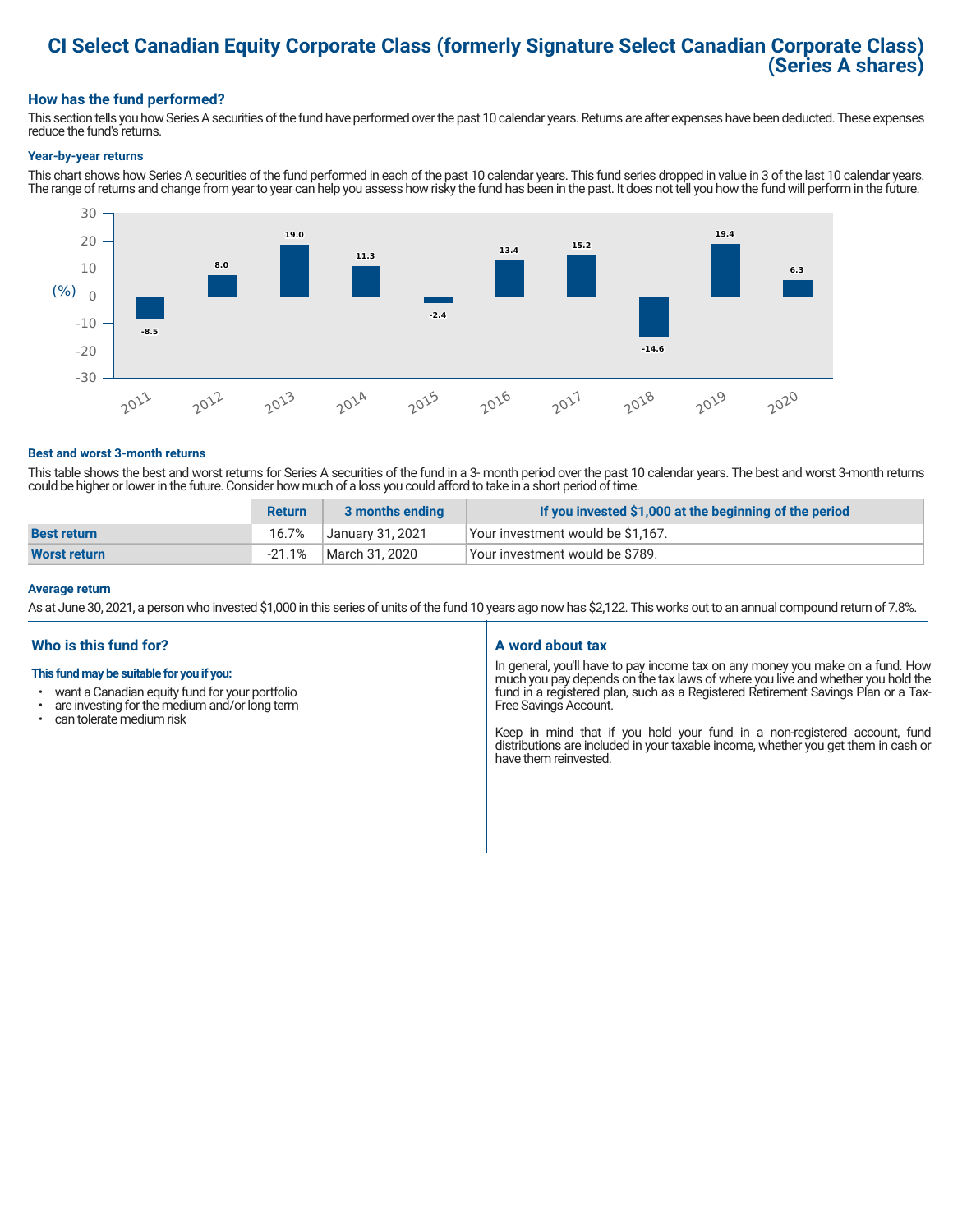# CI Select Canadian Equity Corporate Class (formerly Signature Select Canadian Corporate Class) (Series A shares)

## How has the fund performed?

This section tells you how Series A securities of the fund have performed over the past 10 calendar years. Returns are after expenses have been deducted. These expenses reduce the fund's returns.

### Year-by-year returns

This chart shows how Series A securities of the fund performed in each of the past 10 calendar years. This fund series dropped in value in 3 of the last 10 calendar years. The range of returns and change from year to year can help you assess how risky the fund has been in the past. It does not tell you how the fund will perform in the future.

| Year | 2011 | 2012 | 2013 | 2014 | 2015 | 2016 | 2017 | 2018 | 2019 | 2020 |
|---|---|---|---|---|---|---|---|---|---|---|
| Return (%) | -8.5 | 8.0 | 19.0 | 11.3 | -2.4 | 13.4 | 15.2 | -14.6 | 19.4 | 6.3 |

### Best and worst 3-month returns

This table shows the best and worst returns for Series A securities of the fund in a 3- month period over the past 10 calendar years. The best and worst 3-month returns could be higher or lower in the future. Consider how much of a loss you could afford to take in a short period of time.

| | Return | 3 months ending | If you invested $1,000 at the beginning of the period |
|---|---|---|---|
| **Best return** | 16.7% | January 31, 2021 | Your investment would be $1,167. |
| **Worst return** | -21.1% | March 31, 2020 | Your investment would be $789. |

### Average return

As at June 30, 2021, a person who invested $1,000 in this series of units of the fund 10 years ago now has $2,122. This works out to an annual compound return of 7.8%.

## Who is this fund for?

**This fund may be suitable for you if you:**

- want a Canadian equity fund for your portfolio
- are investing for the medium and/or long term
- can tolerate medium risk

## A word about tax

In general, you'll have to pay income tax on any money you make on a fund. How much you pay depends on the tax laws of where you live and whether you hold the fund in a registered plan, such as a Registered Retirement Savings Plan or a Tax-Free Savings Account.

Keep in mind that if you hold your fund in a non-registered account, fund distributions are included in your taxable income, whether you get them in cash or have them reinvested.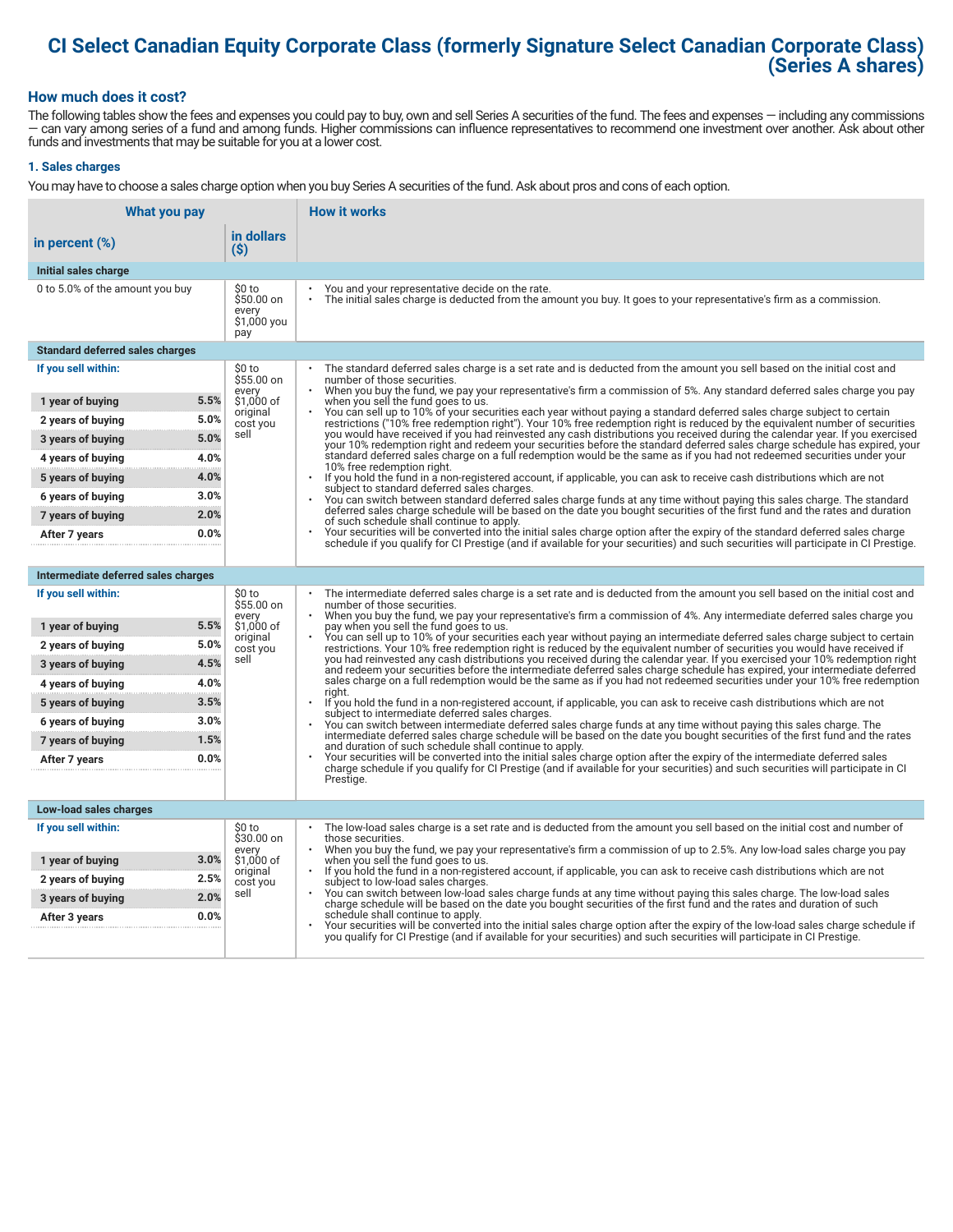# CI Select Canadian Equity Corporate Class (formerly Signature Select Canadian Corporate Class) (Series A shares)

## How much does it cost?

The following tables show the fees and expenses you could pay to buy, own and sell Series A securities of the fund. The fees and expenses — including any commissions — can vary among series of a fund and among funds. Higher commissions can influence representatives to recommend one investment over another. Ask about other funds and investments that may be suitable for you at a lower cost.

### 1. Sales charges

You may have to choose a sales charge option when you buy Series A securities of the fund. Ask about pros and cons of each option.

| What you pay | | | How it works |
|---|---|---|---|
| in percent (%) | | in dollars ($) | |
| **Initial sales charge** | | | |
| 0 to 5.0% of the amount you buy | | $0 to $50.00 on every $1,000 you pay | • You and your representative decide on the rate.<br>• The initial sales charge is deducted from the amount you buy. It goes to your representative's firm as a commission. |
| **Standard deferred sales charges** | | | |
| **If you sell within:** | | $0 to $55.00 on every $1,000 of original cost you sell | • The standard deferred sales charge is a set rate and is deducted from the amount you sell based on the initial cost and number of those securities.<br>• When you buy the fund, we pay your representative's firm a commission of 5%. Any standard deferred sales charge you pay when you sell the fund goes to us.<br>• You can sell up to 10% of your securities each year without paying a standard deferred sales charge subject to certain restrictions ("10% free redemption right"). Your 10% free redemption right is reduced by the equivalent number of securities you would have received if you had reinvested any cash distributions you received during the calendar year. If you exercised your 10% redemption right and redeem your securities before the standard deferred sales charge schedule has expired, your standard deferred sales charge on a full redemption would be the same as if you had not redeemed securities under your 10% free redemption right.<br>• If you hold the fund in a non-registered account, if applicable, you can ask to receive cash distributions which are not subject to standard deferred sales charges.<br>• You can switch between standard deferred sales charge funds at any time without paying this sales charge. The standard deferred sales charge schedule will be based on the date you bought securities of the first fund and the rates and duration of such schedule shall continue to apply.<br>• Your securities will be converted into the initial sales charge option after the expiry of the standard deferred sales charge schedule if you qualify for CI Prestige (and if available for your securities) and such securities will participate in CI Prestige. |
| 1 year of buying | 5.5% | | |
| 2 years of buying | 5.0% | | |
| 3 years of buying | 5.0% | | |
| 4 years of buying | 4.0% | | |
| 5 years of buying | 4.0% | | |
| 6 years of buying | 3.0% | | |
| 7 years of buying | 2.0% | | |
| After 7 years | 0.0% | | |
| **Intermediate deferred sales charges** | | | |
| **If you sell within:** | | $0 to $55.00 on every $1,000 of original cost you sell | • The intermediate deferred sales charge is a set rate and is deducted from the amount you sell based on the initial cost and number of those securities.<br>• When you buy the fund, we pay your representative's firm a commission of 4%. Any intermediate deferred sales charge you pay when you sell the fund goes to us.<br>• You can sell up to 10% of your securities each year without paying an intermediate deferred sales charge subject to certain restrictions. Your 10% free redemption right is reduced by the equivalent number of securities you would have received if you had reinvested any cash distributions you received during the calendar year. If you exercised your 10% redemption right and redeem your securities before the intermediate deferred sales charge schedule has expired, your intermediate deferred sales charge on a full redemption would be the same as if you had not redeemed securities under your 10% free redemption right.<br>• If you hold the fund in a non-registered account, if applicable, you can ask to receive cash distributions which are not subject to intermediate deferred sales charges.<br>• You can switch between intermediate deferred sales charge funds at any time without paying this sales charge. The intermediate deferred sales charge schedule will be based on the date you bought securities of the first fund and the rates and duration of such schedule shall continue to apply.<br>• Your securities will be converted into the initial sales charge option after the expiry of the intermediate deferred sales charge schedule if you qualify for CI Prestige (and if available for your securities) and such securities will participate in CI Prestige. |
| 1 year of buying | 5.5% | | |
| 2 years of buying | 5.0% | | |
| 3 years of buying | 4.5% | | |
| 4 years of buying | 4.0% | | |
| 5 years of buying | 3.5% | | |
| 6 years of buying | 3.0% | | |
| 7 years of buying | 1.5% | | |
| After 7 years | 0.0% | | |
| **Low-load sales charges** | | | |
| **If you sell within:** | | $0 to $30.00 on every $1,000 of original cost you sell | • The low-load sales charge is a set rate and is deducted from the amount you sell based on the initial cost and number of those securities.<br>• When you buy the fund, we pay your representative's firm a commission of up to 2.5%. Any low-load sales charge you pay when you sell the fund goes to us.<br>• If you hold the fund in a non-registered account, if applicable, you can ask to receive cash distributions which are not subject to low-load sales charges.<br>• You can switch between low-load sales charge funds at any time without paying this sales charge. The low-load sales charge schedule will be based on the date you bought securities of the first fund and the rates and duration of such schedule shall continue to apply.<br>• Your securities will be converted into the initial sales charge option after the expiry of the low-load sales charge schedule if you qualify for CI Prestige (and if available for your securities) and such securities will participate in CI Prestige. |
| 1 year of buying | 3.0% | | |
| 2 years of buying | 2.5% | | |
| 3 years of buying | 2.0% | | |
| After 3 years | 0.0% | | |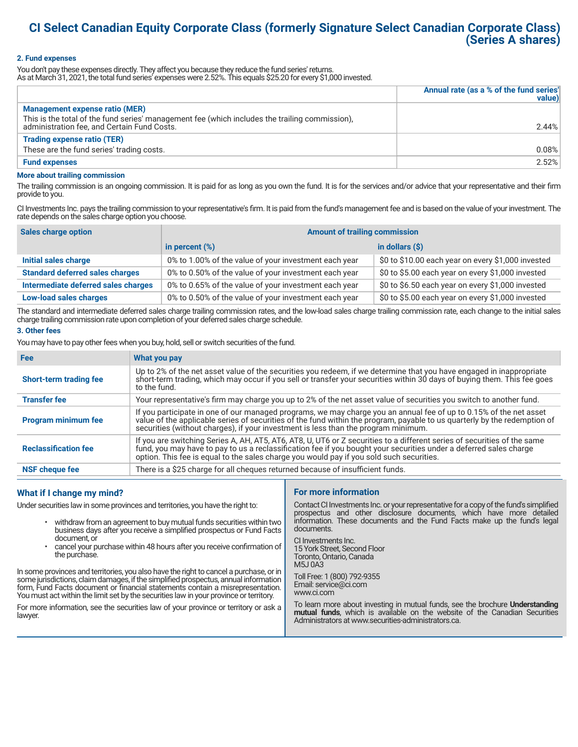# CI Select Canadian Equity Corporate Class (formerly Signature Select Canadian Corporate Class) (Series A shares)

### 2. Fund expenses

You don't pay these expenses directly. They affect you because they reduce the fund series' returns.
As at March 31, 2021, the total fund series' expenses were 2.52%. This equals $25.20 for every $1,000 invested.

| | Annual rate (as a % of the fund series' value) |
|---|---|
| **Management expense ratio (MER)**<br>This is the total of the fund series' management fee (which includes the trailing commission), administration fee, and Certain Fund Costs. | 2.44% |
| **Trading expense ratio (TER)**<br>These are the fund series' trading costs. | 0.08% |
| **Fund expenses** | 2.52% |

#### More about trailing commission

The trailing commission is an ongoing commission. It is paid for as long as you own the fund. It is for the services and/or advice that your representative and their firm provide to you.

CI Investments Inc. pays the trailing commission to your representative's firm. It is paid from the fund's management fee and is based on the value of your investment. The rate depends on the sales charge option you choose.

| Sales charge option | Amount of trailing commission | |
|---|---|---|
| | in percent (%) | in dollars ($) |
| Initial sales charge | 0% to 1.00% of the value of your investment each year | $0 to $10.00 each year on every $1,000 invested |
| Standard deferred sales charges | 0% to 0.50% of the value of your investment each year | $0 to $5.00 each year on every $1,000 invested |
| Intermediate deferred sales charges | 0% to 0.65% of the value of your investment each year | $0 to $6.50 each year on every $1,000 invested |
| Low-load sales charges | 0% to 0.50% of the value of your investment each year | $0 to $5.00 each year on every $1,000 invested |

The standard and intermediate deferred sales charge trailing commission rates, and the low-load sales charge trailing commission rate, each change to the initial sales charge trailing commission rate upon completion of your deferred sales charge schedule.

### 3. Other fees

You may have to pay other fees when you buy, hold, sell or switch securities of the fund.

| Fee | What you pay |
|---|---|
| Short-term trading fee | Up to 2% of the net asset value of the securities you redeem, if we determine that you have engaged in inappropriate short-term trading, which may occur if you sell or transfer your securities within 30 days of buying them. This fee goes to the fund. |
| Transfer fee | Your representative's firm may charge you up to 2% of the net asset value of securities you switch to another fund. |
| Program minimum fee | If you participate in one of our managed programs, we may charge you an annual fee of up to 0.15% of the net asset value of the applicable series of securities of the fund within the program, payable to us quarterly by the redemption of securities (without charges), if your investment is less than the program minimum. |
| Reclassification fee | If you are switching Series A, AH, AT5, AT6, AT8, U, UT6 or Z securities to a different series of securities of the same fund, you may have to pay to us a reclassification fee if you bought your securities under a deferred sales charge option. This fee is equal to the sales charge you would pay if you sold such securities. |
| NSF cheque fee | There is a $25 charge for all cheques returned because of insufficient funds. |

## What if I change my mind?

Under securities law in some provinces and territories, you have the right to:

- withdraw from an agreement to buy mutual funds securities within two business days after you receive a simplified prospectus or Fund Facts document, or
- cancel your purchase within 48 hours after you receive confirmation of the purchase.

In some provinces and territories, you also have the right to cancel a purchase, or in some jurisdictions, claim damages, if the simplified prospectus, annual information form, Fund Facts document or financial statements contain a misrepresentation. You must act within the limit set by the securities law in your province or territory.

For more information, see the securities law of your province or territory or ask a lawyer.

## For more information

Contact CI Investments Inc. or your representative for a copy of the fund's simplified prospectus and other disclosure documents, which have more detailed information. These documents and the Fund Facts make up the fund's legal documents.

CI Investments Inc.
15 York Street, Second Floor
Toronto, Ontario, Canada
M5J 0A3

Toll Free: 1 (800) 792-9355
Email: service@ci.com
www.ci.com

To learn more about investing in mutual funds, see the brochure **Understanding mutual funds**, which is available on the website of the Canadian Securities Administrators at www.securities-administrators.ca.